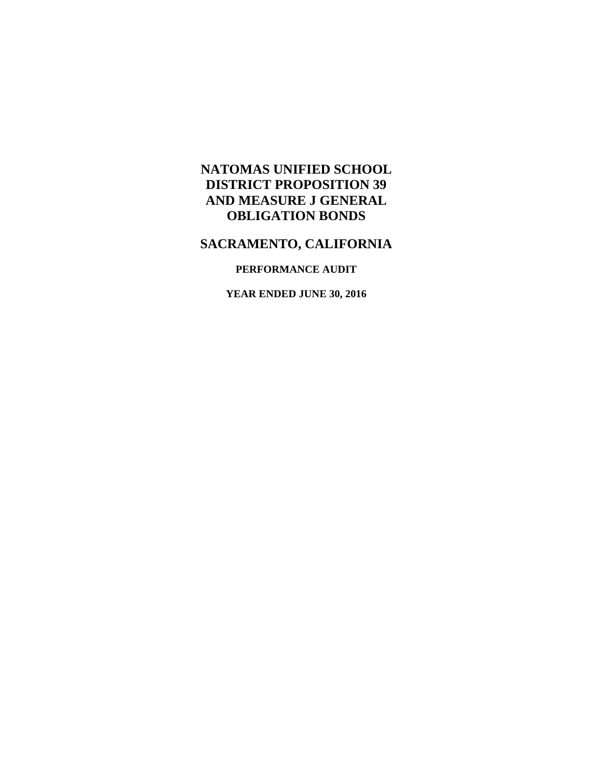# NATOMAS UNIFIED SCHOOL DISTRICT PROPOSITION 39 AND MEASURE J GENERAL OBLIGATION BONDS

## SACRAMENTO, CALIFORNIA

### PERFORMANCE AUDIT

### YEAR ENDED JUNE 30, 2016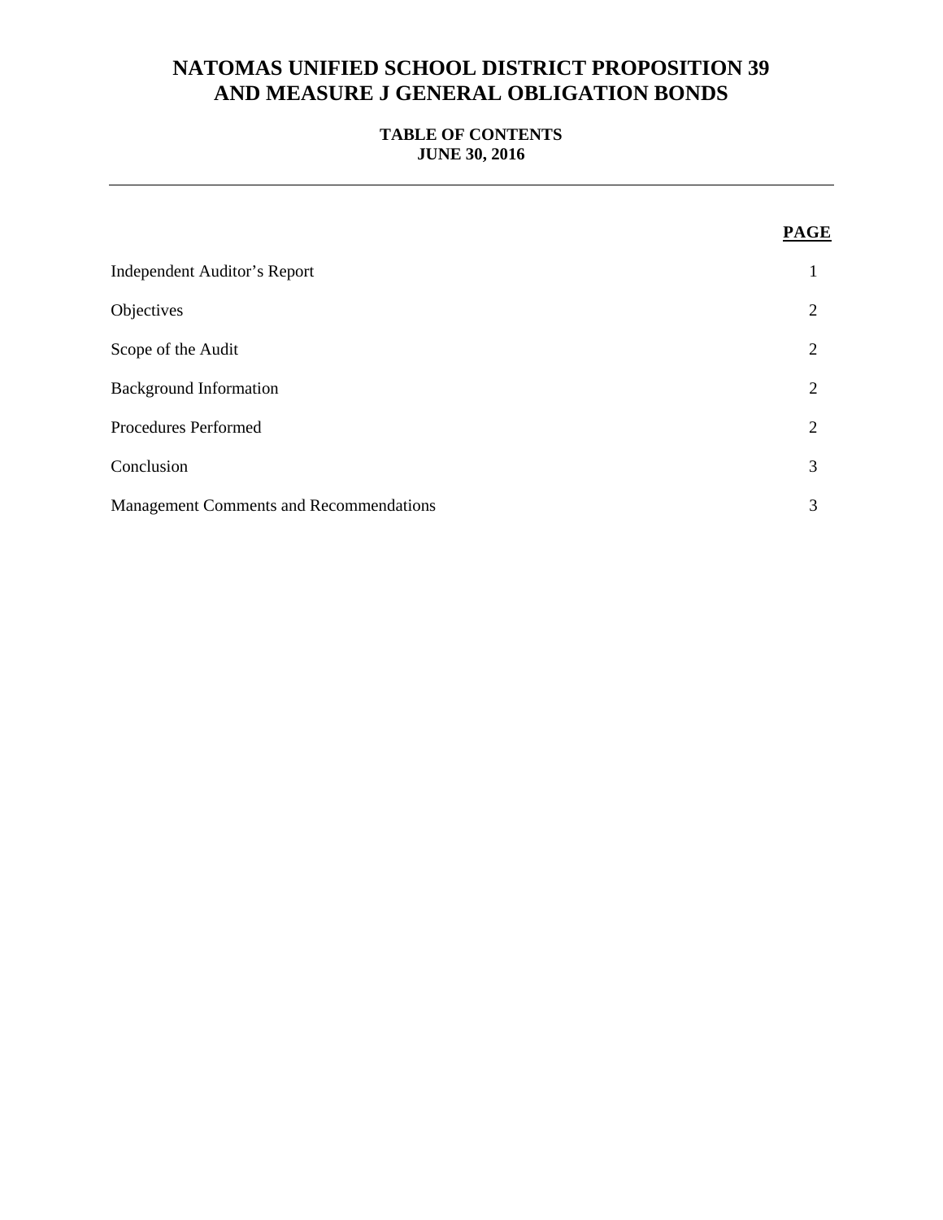# NATOMAS UNIFIED SCHOOL DISTRICT PROPOSITION 39 AND MEASURE J GENERAL OBLIGATION BONDS

## TABLE OF CONTENTS
## JUNE 30, 2016

| | PAGE |
|---|---|
| Independent Auditor's Report | 1 |
| Objectives | 2 |
| Scope of the Audit | 2 |
| Background Information | 2 |
| Procedures Performed | 2 |
| Conclusion | 3 |
| Management Comments and Recommendations | 3 |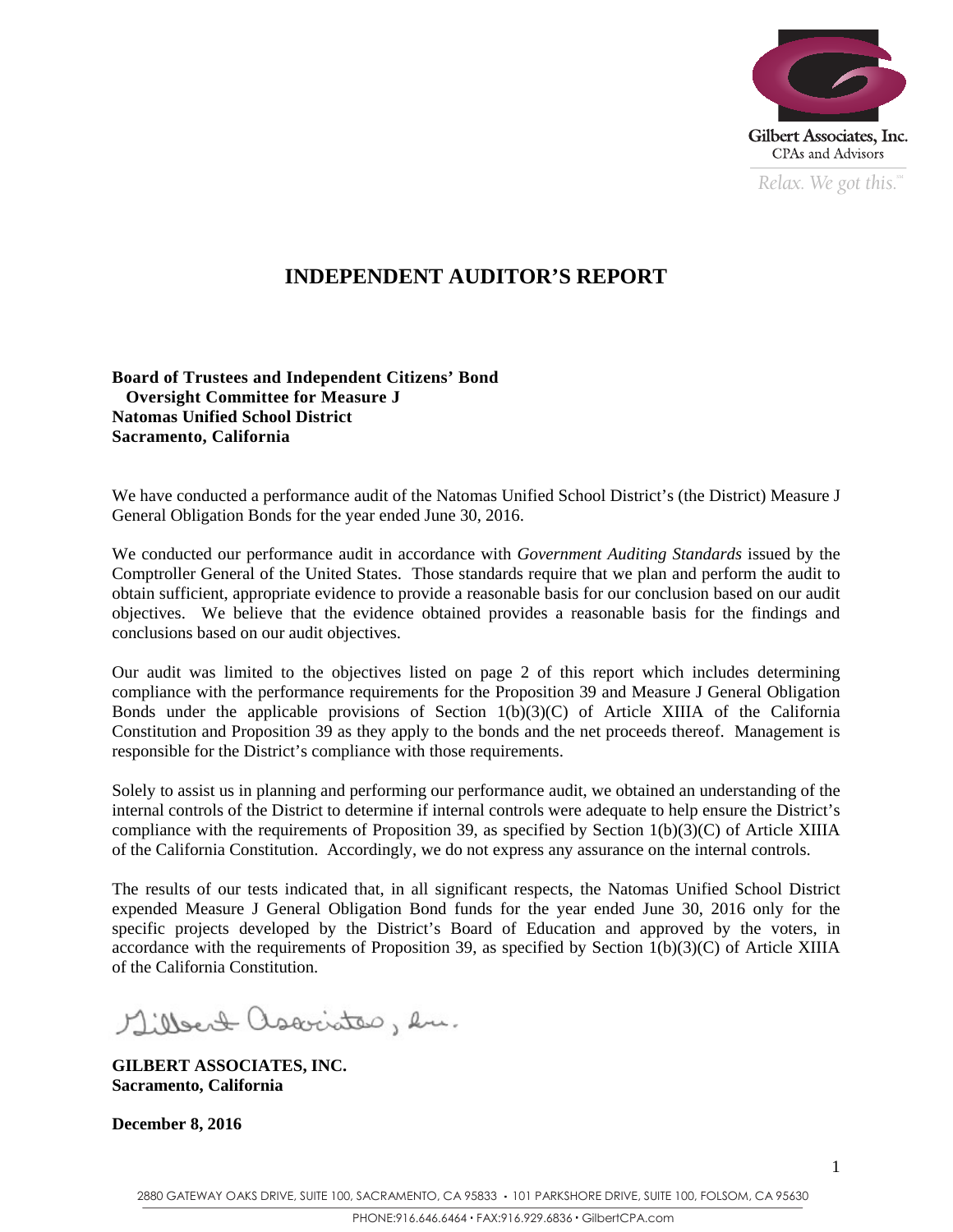Gilbert Associates, Inc.
CPAs and Advisors
*Relax. We got this.*℠

# INDEPENDENT AUDITOR'S REPORT

**Board of Trustees and Independent Citizens' Bond Oversight Committee for Measure J**
**Natomas Unified School District**
**Sacramento, California**

We have conducted a performance audit of the Natomas Unified School District's (the District) Measure J General Obligation Bonds for the year ended June 30, 2016.

We conducted our performance audit in accordance with *Government Auditing Standards* issued by the Comptroller General of the United States. Those standards require that we plan and perform the audit to obtain sufficient, appropriate evidence to provide a reasonable basis for our conclusion based on our audit objectives. We believe that the evidence obtained provides a reasonable basis for the findings and conclusions based on our audit objectives.

Our audit was limited to the objectives listed on page 2 of this report which includes determining compliance with the performance requirements for the Proposition 39 and Measure J General Obligation Bonds under the applicable provisions of Section 1(b)(3)(C) of Article XIIIA of the California Constitution and Proposition 39 as they apply to the bonds and the net proceeds thereof. Management is responsible for the District's compliance with those requirements.

Solely to assist us in planning and performing our performance audit, we obtained an understanding of the internal controls of the District to determine if internal controls were adequate to help ensure the District's compliance with the requirements of Proposition 39, as specified by Section 1(b)(3)(C) of Article XIIIA of the California Constitution. Accordingly, we do not express any assurance on the internal controls.

The results of our tests indicated that, in all significant respects, the Natomas Unified School District expended Measure J General Obligation Bond funds for the year ended June 30, 2016 only for the specific projects developed by the District's Board of Education and approved by the voters, in accordance with the requirements of Proposition 39, as specified by Section 1(b)(3)(C) of Article XIIIA of the California Constitution.

Gilbert Associates, Inc.

**GILBERT ASSOCIATES, INC.**
**Sacramento, California**

**December 8, 2016**

2880 GATEWAY OAKS DRIVE, SUITE 100, SACRAMENTO, CA 95833 • 101 PARKSHORE DRIVE, SUITE 100, FOLSOM, CA 95630
PHONE:916.646.6464 • FAX:916.929.6836 • GilbertCPA.com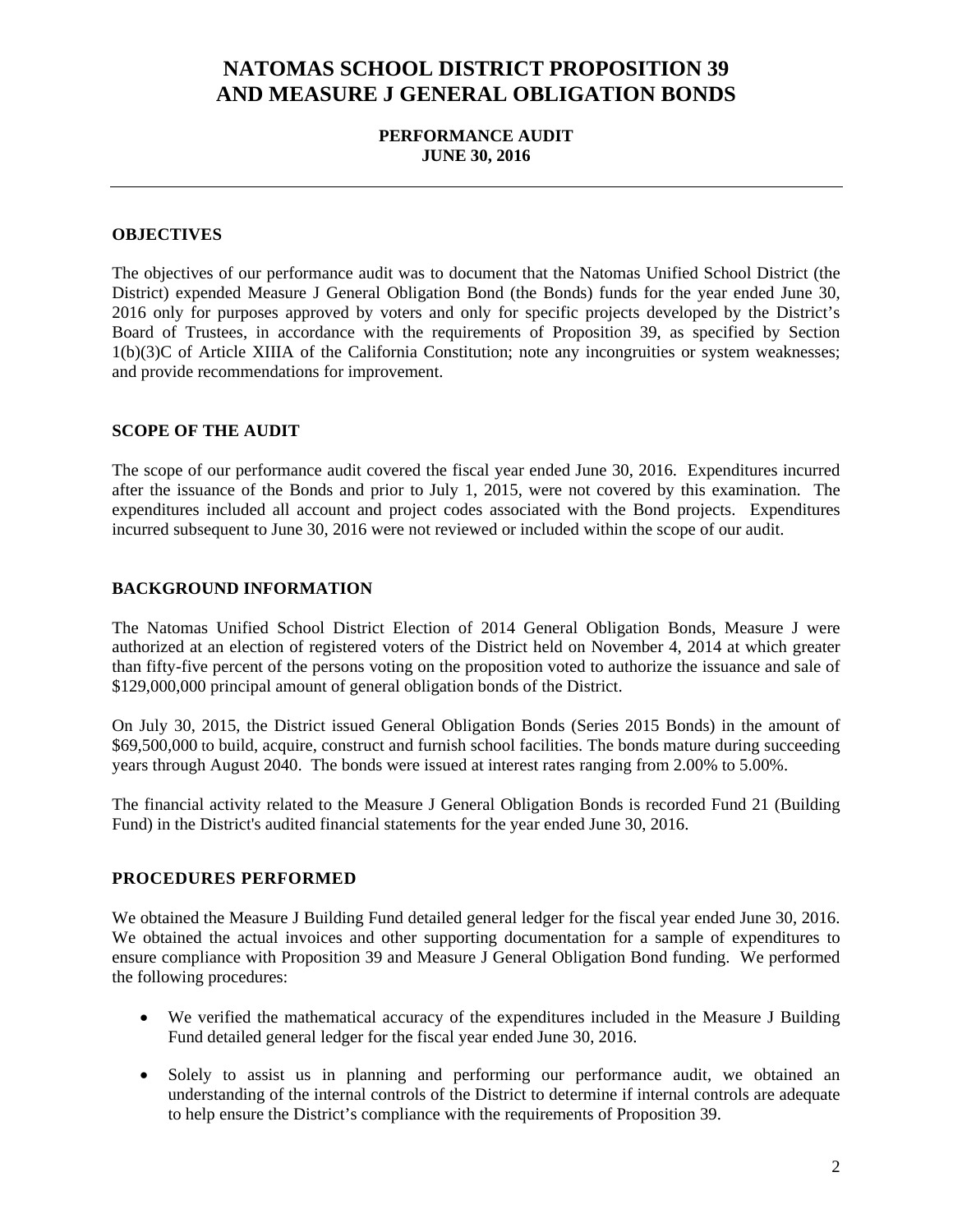# NATOMAS SCHOOL DISTRICT PROPOSITION 39 AND MEASURE J GENERAL OBLIGATION BONDS

**PERFORMANCE AUDIT**
**JUNE 30, 2016**

---

## OBJECTIVES

The objectives of our performance audit was to document that the Natomas Unified School District (the District) expended Measure J General Obligation Bond (the Bonds) funds for the year ended June 30, 2016 only for purposes approved by voters and only for specific projects developed by the District's Board of Trustees, in accordance with the requirements of Proposition 39, as specified by Section 1(b)(3)C of Article XIIIA of the California Constitution; note any incongruities or system weaknesses; and provide recommendations for improvement.

## SCOPE OF THE AUDIT

The scope of our performance audit covered the fiscal year ended June 30, 2016. Expenditures incurred after the issuance of the Bonds and prior to July 1, 2015, were not covered by this examination. The expenditures included all account and project codes associated with the Bond projects. Expenditures incurred subsequent to June 30, 2016 were not reviewed or included within the scope of our audit.

## BACKGROUND INFORMATION

The Natomas Unified School District Election of 2014 General Obligation Bonds, Measure J were authorized at an election of registered voters of the District held on November 4, 2014 at which greater than fifty-five percent of the persons voting on the proposition voted to authorize the issuance and sale of $129,000,000 principal amount of general obligation bonds of the District.

On July 30, 2015, the District issued General Obligation Bonds (Series 2015 Bonds) in the amount of $69,500,000 to build, acquire, construct and furnish school facilities. The bonds mature during succeeding years through August 2040. The bonds were issued at interest rates ranging from 2.00% to 5.00%.

The financial activity related to the Measure J General Obligation Bonds is recorded Fund 21 (Building Fund) in the District's audited financial statements for the year ended June 30, 2016.

## PROCEDURES PERFORMED

We obtained the Measure J Building Fund detailed general ledger for the fiscal year ended June 30, 2016. We obtained the actual invoices and other supporting documentation for a sample of expenditures to ensure compliance with Proposition 39 and Measure J General Obligation Bond funding. We performed the following procedures:

- We verified the mathematical accuracy of the expenditures included in the Measure J Building Fund detailed general ledger for the fiscal year ended June 30, 2016.
- Solely to assist us in planning and performing our performance audit, we obtained an understanding of the internal controls of the District to determine if internal controls are adequate to help ensure the District's compliance with the requirements of Proposition 39.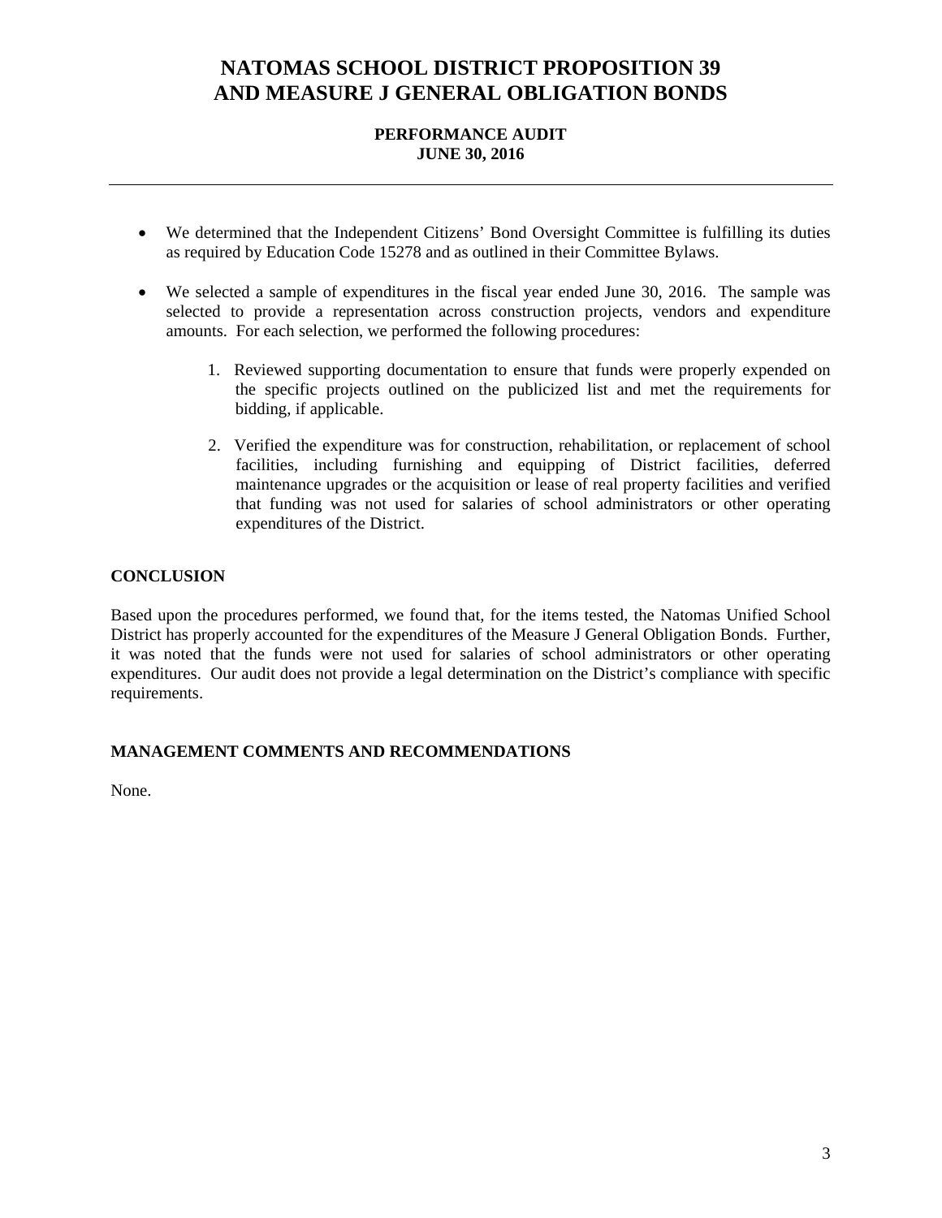- We determined that the Independent Citizens' Bond Oversight Committee is fulfilling its duties as required by Education Code 15278 and as outlined in their Committee Bylaws.

- We selected a sample of expenditures in the fiscal year ended June 30, 2016. The sample was selected to provide a representation across construction projects, vendors and expenditure amounts. For each selection, we performed the following procedures:

  1. Reviewed supporting documentation to ensure that funds were properly expended on the specific projects outlined on the publicized list and met the requirements for bidding, if applicable.

  2. Verified the expenditure was for construction, rehabilitation, or replacement of school facilities, including furnishing and equipping of District facilities, deferred maintenance upgrades or the acquisition or lease of real property facilities and verified that funding was not used for salaries of school administrators or other operating expenditures of the District.

## CONCLUSION

Based upon the procedures performed, we found that, for the items tested, the Natomas Unified School District has properly accounted for the expenditures of the Measure J General Obligation Bonds. Further, it was noted that the funds were not used for salaries of school administrators or other operating expenditures. Our audit does not provide a legal determination on the District's compliance with specific requirements.

## MANAGEMENT COMMENTS AND RECOMMENDATIONS

None.